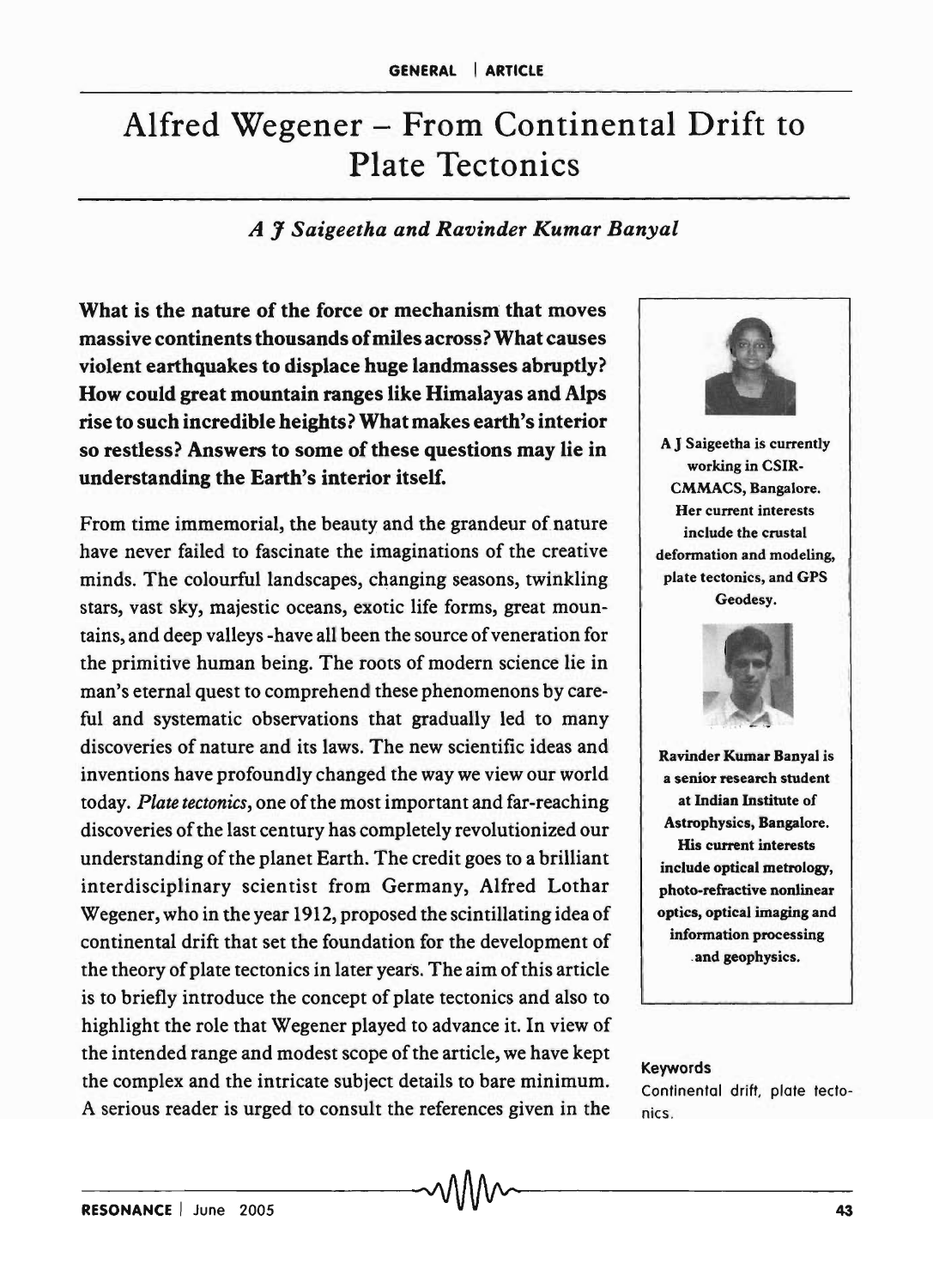# Alfred Wegener – From Continental Drift to Plate Tectonics

*A J Saigeetha and Ravinder Kumar Banyal*

**What is the nature of the force or mechanism that moves massive continents thousands of miles across? What causes violent earthquakes to displace huge landmasses abruptly? How could great mountain ranges like Himalayas and Alps rise to such incredible heights? What makes earth's interior so restless? Answers to some of these questions may lie in understanding the Earth's interior itself.**

From time immemorial, the beauty and the grandeur of nature have never failed to fascinate the imaginations of the creative minds. The colourful landscapes, changing seasons, twinkling stars, vast sky, majestic oceans, exotic life forms, great mountains, and deep valleys -have all been the source of veneration for the primitive human being. The roots of modern science lie in man's eternal quest to comprehend these phenomenons by careful and systematic observations that gradually led to many discoveries of nature and its laws. The new scientific ideas and inventions have profoundly changed the way we view our world today. *Plate tectonics*, one of the most important and far-reaching discoveries of the last century has completely revolutionized our understanding of the planet Earth. The credit goes to a brilliant interdisciplinary scientist from Germany, Alfred Lothar Wegener, who in the year 1912, proposed the scintillating idea of continental drift that set the foundation for the development of the theory of plate tectonics in later years. The aim of this article is to briefly introduce the concept of plate tectonics and also to highlight the role that Wegener played to advance it. In view of the intended range and modest scope of the article, we have kept the complex and the intricate subject details to bare minimum. A serious reader is urged to consult the references given in the

**A J Saigeetha is currently working in CSIR-CMMACS, Bangalore. Her current interests include the crustal deformation and modeling, plate tectonics, and GPS Geodesy.**

**Ravinder Kumar Banyal is a senior research student at Indian Institute of Astrophysics, Bangalore. His current interests include optical metrology, photo-refractive nonlinear optics, optical imaging and information processing and geophysics.**

**Keywords**

Continental drift, plate tectonics.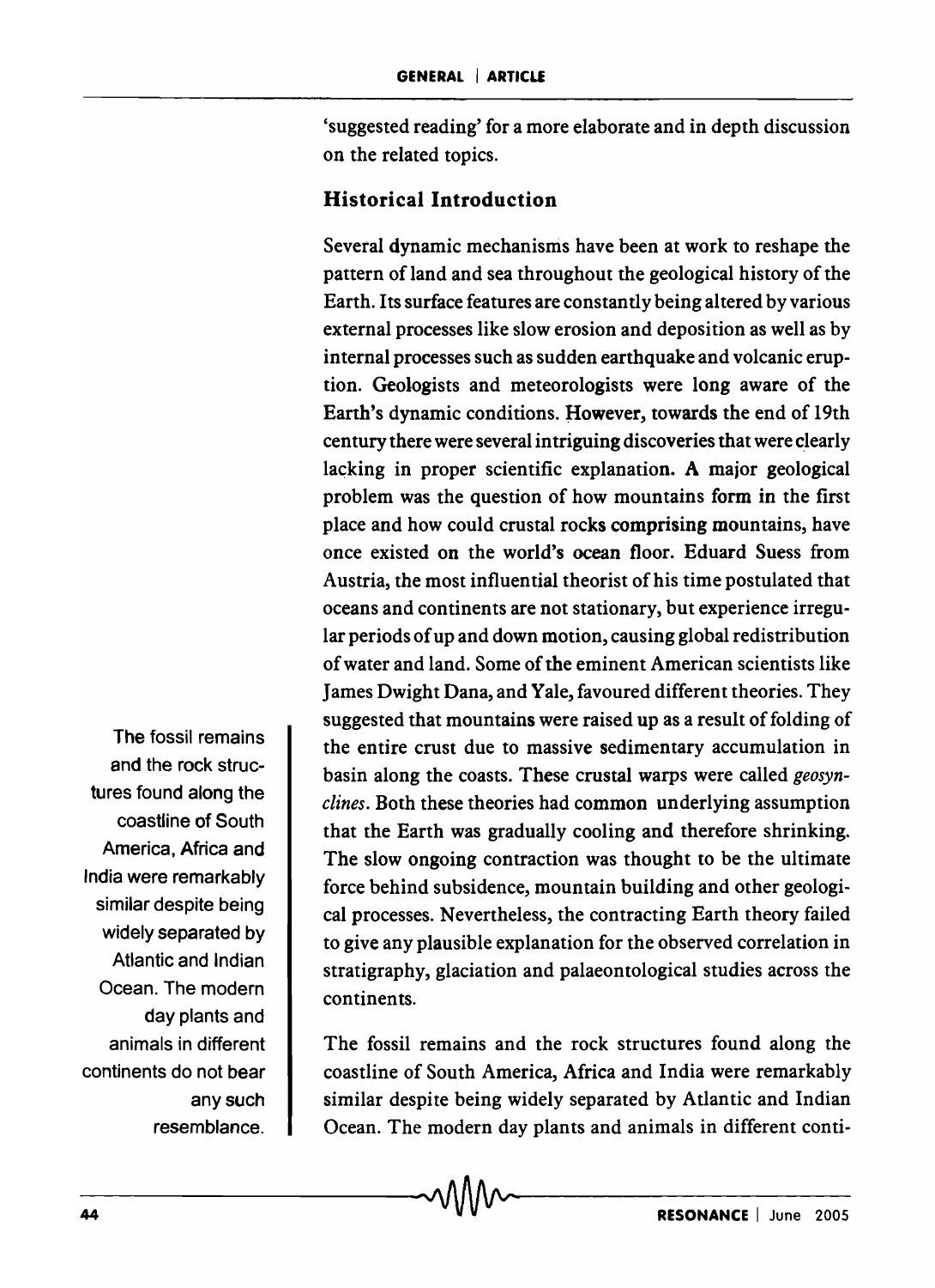'suggested reading' for a more elaborate and in depth discussion on the related topics.

## Historical Introduction

Several dynamic mechanisms have been at work to reshape the pattern of land and sea throughout the geological history of the Earth. Its surface features are constantly being altered by various external processes like slow erosion and deposition as well as by internal processes such as sudden earthquake and volcanic eruption. Geologists and meteorologists were long aware of the Earth's dynamic conditions. However, towards the end of 19th century there were several intriguing discoveries that were clearly lacking in proper scientific explanation. A major geological problem was the question of how mountains form in the first place and how could crustal rocks comprising mountains, have once existed on the world's ocean floor. Eduard Suess from Austria, the most influential theorist of his time postulated that oceans and continents are not stationary, but experience irregular periods of up and down motion, causing global redistribution of water and land. Some of the eminent American scientists like James Dwight Dana, and Yale, favoured different theories. They suggested that mountains were raised up as a result of folding of the entire crust due to massive sedimentary accumulation in basin along the coasts. These crustal warps were called *geosynclines*. Both these theories had common underlying assumption that the Earth was gradually cooling and therefore shrinking. The slow ongoing contraction was thought to be the ultimate force behind subsidence, mountain building and other geological processes. Nevertheless, the contracting Earth theory failed to give any plausible explanation for the observed correlation in stratigraphy, glaciation and palaeontological studies across the continents.

The fossil remains and the rock structures found along the coastline of South America, Africa and India were remarkably similar despite being widely separated by Atlantic and Indian Ocean. The modern day plants and animals in different conti-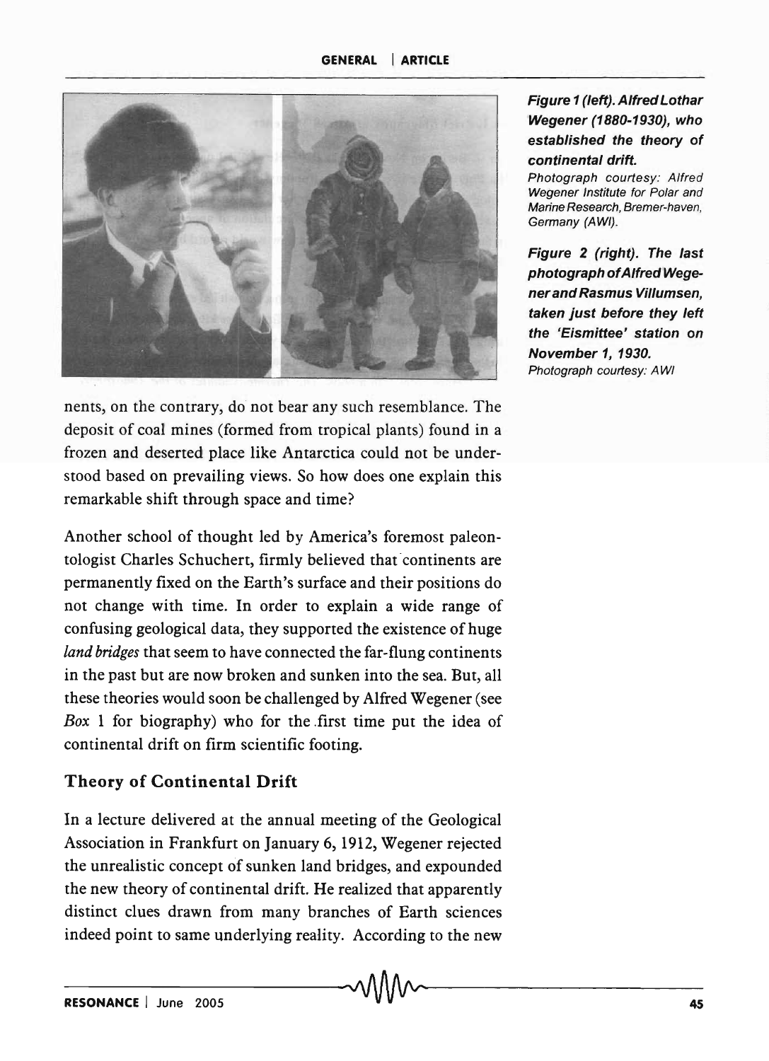**Figure 1 (left). Alfred Lothar Wegener (1880-1930), who established the theory of continental drift.**
Photograph courtesy: Alfred Wegener Institute for Polar and Marine Research, Bremer-haven, Germany (AWI).

**Figure 2 (right). The last photograph of Alfred Wegener and Rasmus Villumsen, taken just before they left the 'Eismittee' station on November 1, 1930.**
Photograph courtesy: AWI

nents, on the contrary, do not bear any such resemblance. The deposit of coal mines (formed from tropical plants) found in a frozen and deserted place like Antarctica could not be understood based on prevailing views. So how does one explain this remarkable shift through space and time?

Another school of thought led by America's foremost paleontologist Charles Schuchert, firmly believed that continents are permanently fixed on the Earth's surface and their positions do not change with time. In order to explain a wide range of confusing geological data, they supported the existence of huge *land bridges* that seem to have connected the far-flung continents in the past but are now broken and sunken into the sea. But, all these theories would soon be challenged by Alfred Wegener (see *Box* 1 for biography) who for the first time put the idea of continental drift on firm scientific footing.

## Theory of Continental Drift

In a lecture delivered at the annual meeting of the Geological Association in Frankfurt on January 6, 1912, Wegener rejected the unrealistic concept of sunken land bridges, and expounded the new theory of continental drift. He realized that apparently distinct clues drawn from many branches of Earth sciences indeed point to same underlying reality. According to the new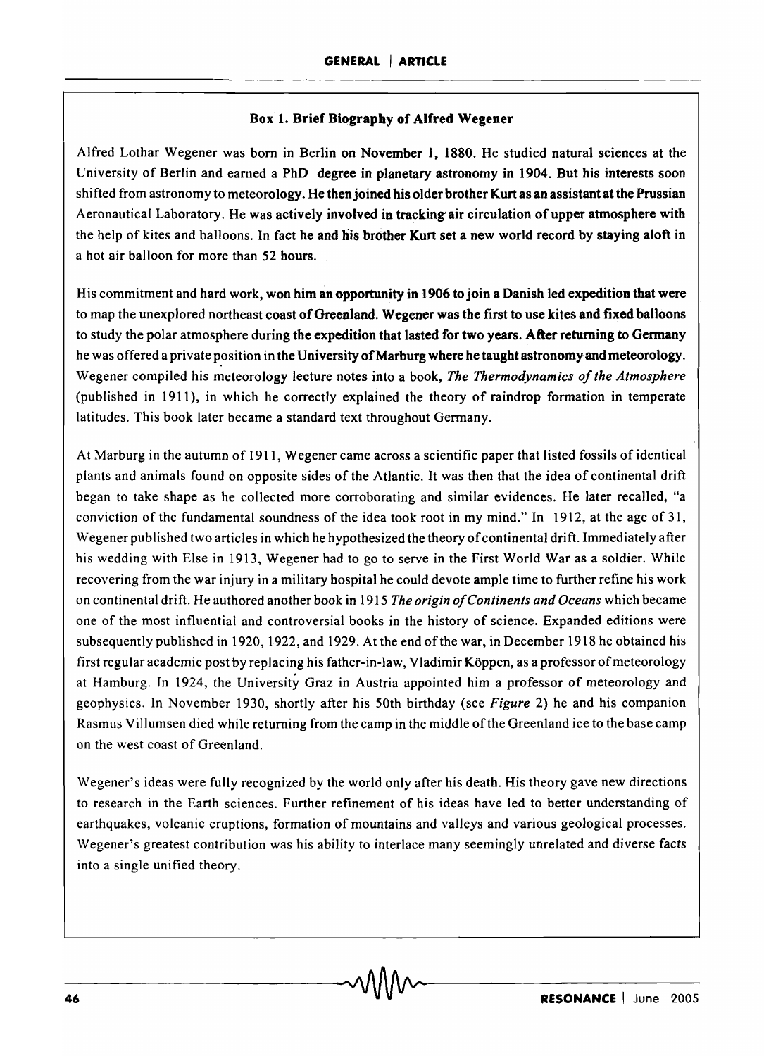### Box 1. Brief Biography of Alfred Wegener

Alfred Lothar Wegener was born in Berlin on November 1, 1880. He studied natural sciences at the University of Berlin and earned a PhD degree in planetary astronomy in 1904. But his interests soon shifted from astronomy to meteorology. He then joined his older brother Kurt as an assistant at the Prussian Aeronautical Laboratory. He was actively involved in tracking air circulation of upper atmosphere with the help of kites and balloons. In fact he and his brother Kurt set a new world record by staying aloft in a hot air balloon for more than 52 hours.

His commitment and hard work, won him an opportunity in 1906 to join a Danish led expedition that were to map the unexplored northeast coast of Greenland. Wegener was the first to use kites and fixed balloons to study the polar atmosphere during the expedition that lasted for two years. After returning to Germany he was offered a private position in the University of Marburg where he taught astronomy and meteorology. Wegener compiled his meteorology lecture notes into a book, *The Thermodynamics of the Atmosphere* (published in 1911), in which he correctly explained the theory of raindrop formation in temperate latitudes. This book later became a standard text throughout Germany.

At Marburg in the autumn of 1911, Wegener came across a scientific paper that listed fossils of identical plants and animals found on opposite sides of the Atlantic. It was then that the idea of continental drift began to take shape as he collected more corroborating and similar evidences. He later recalled, "a conviction of the fundamental soundness of the idea took root in my mind." In 1912, at the age of 31, Wegener published two articles in which he hypothesized the theory of continental drift. Immediately after his wedding with Else in 1913, Wegener had to go to serve in the First World War as a soldier. While recovering from the war injury in a military hospital he could devote ample time to further refine his work on continental drift. He authored another book in 1915 *The origin of Continents and Oceans* which became one of the most influential and controversial books in the history of science. Expanded editions were subsequently published in 1920, 1922, and 1929. At the end of the war, in December 1918 he obtained his first regular academic post by replacing his father-in-law, Vladimir Köppen, as a professor of meteorology at Hamburg. In 1924, the University Graz in Austria appointed him a professor of meteorology and geophysics. In November 1930, shortly after his 50th birthday (see *Figure* 2) he and his companion Rasmus Villumsen died while returning from the camp in the middle of the Greenland ice to the base camp on the west coast of Greenland.

Wegener's ideas were fully recognized by the world only after his death. His theory gave new directions to research in the Earth sciences. Further refinement of his ideas have led to better understanding of earthquakes, volcanic eruptions, formation of mountains and valleys and various geological processes. Wegener's greatest contribution was his ability to interlace many seemingly unrelated and diverse facts into a single unified theory.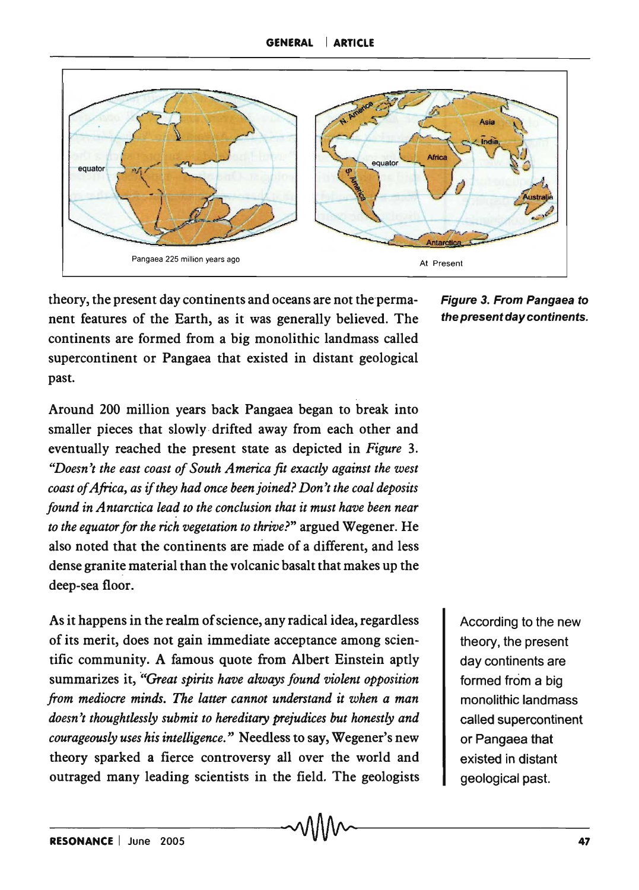theory, the present day continents and oceans are not the permanent features of the Earth, as it was generally believed. The continents are formed from a big monolithic landmass called supercontinent or Pangaea that existed in distant geological past.

***Figure 3. From Pangaea to the present day continents.***

Around 200 million years back Pangaea began to break into smaller pieces that slowly drifted away from each other and eventually reached the present state as depicted in *Figure* 3. *"Doesn't the east coast of South America fit exactly against the west coast of Africa, as if they had once been joined? Don't the coal deposits found in Antarctica lead to the conclusion that it must have been near to the equator for the rich vegetation to thrive?"* argued Wegener. He also noted that the continents are made of a different, and less dense granite material than the volcanic basalt that makes up the deep-sea floor.

As it happens in the realm of science, any radical idea, regardless of its merit, does not gain immediate acceptance among scientific community. A famous quote from Albert Einstein aptly summarizes it, *"Great spirits have always found violent opposition from mediocre minds. The latter cannot understand it when a man doesn't thoughtlessly submit to hereditary prejudices but honestly and courageously uses his intelligence."* Needless to say, Wegener's new theory sparked a fierce controversy all over the world and outraged many leading scientists in the field. The geologists

> According to the new theory, the present day continents are formed from a big monolithic landmass called supercontinent or Pangaea that existed in distant geological past.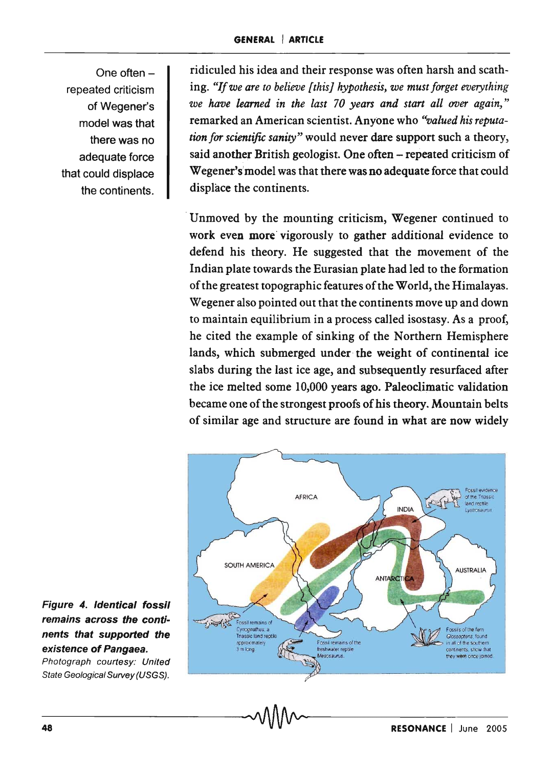ridiculed his idea and their response was often harsh and scathing. *"If we are to believe [this] hypothesis, we must forget everything we have learned in the last 70 years and start all over again,"* remarked an American scientist. Anyone who *"valued his reputation for scientific sanity"* would never dare support such a theory, said another British geologist. One often – repeated criticism of Wegener's model was that there was no adequate force that could displace the continents.

One often – repeated criticism of Wegener's model was that there was no adequate force that could displace the continents.

Unmoved by the mounting criticism, Wegener continued to work even more vigorously to gather additional evidence to defend his theory. He suggested that the movement of the Indian plate towards the Eurasian plate had led to the formation of the greatest topographic features of the World, the Himalayas. Wegener also pointed out that the continents move up and down to maintain equilibrium in a process called isostasy. As a proof, he cited the example of sinking of the Northern Hemisphere lands, which submerged under the weight of continental ice slabs during the last ice age, and subsequently resurfaced after the ice melted some 10,000 years ago. Paleoclimatic validation became one of the strongest proofs of his theory. Mountain belts of similar age and structure are found in what are now widely

***Figure 4. Identical fossil remains across the continents that supported the existence of Pangaea.***
*Photograph courtesy: United State Geological Survey (USGS).*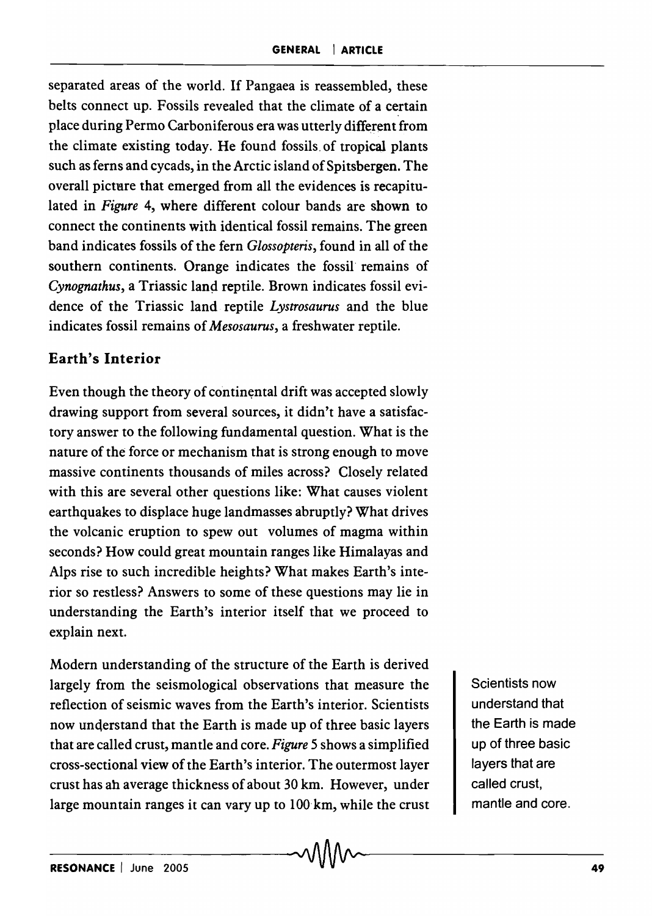separated areas of the world. If Pangaea is reassembled, these belts connect up. Fossils revealed that the climate of a certain place during Permo Carboniferous era was utterly different from the climate existing today. He found fossils of tropical plants such as ferns and cycads, in the Arctic island of Spitsbergen. The overall picture that emerged from all the evidences is recapitulated in *Figure* 4, where different colour bands are shown to connect the continents with identical fossil remains. The green band indicates fossils of the fern *Glossopteris*, found in all of the southern continents. Orange indicates the fossil remains of *Cynognathus*, a Triassic land reptile. Brown indicates fossil evidence of the Triassic land reptile *Lystrosaurus* and the blue indicates fossil remains of *Mesosaurus*, a freshwater reptile.

## Earth's Interior

Even though the theory of continental drift was accepted slowly drawing support from several sources, it didn't have a satisfactory answer to the following fundamental question. What is the nature of the force or mechanism that is strong enough to move massive continents thousands of miles across? Closely related with this are several other questions like: What causes violent earthquakes to displace huge landmasses abruptly? What drives the volcanic eruption to spew out volumes of magma within seconds? How could great mountain ranges like Himalayas and Alps rise to such incredible heights? What makes Earth's interior so restless? Answers to some of these questions may lie in understanding the Earth's interior itself that we proceed to explain next.

Modern understanding of the structure of the Earth is derived largely from the seismological observations that measure the reflection of seismic waves from the Earth's interior. Scientists now understand that the Earth is made up of three basic layers that are called crust, mantle and core. *Figure* 5 shows a simplified cross-sectional view of the Earth's interior. The outermost layer crust has an average thickness of about 30 km. However, under large mountain ranges it can vary up to 100 km, while the crust

Scientists now understand that the Earth is made up of three basic layers that are called crust, mantle and core.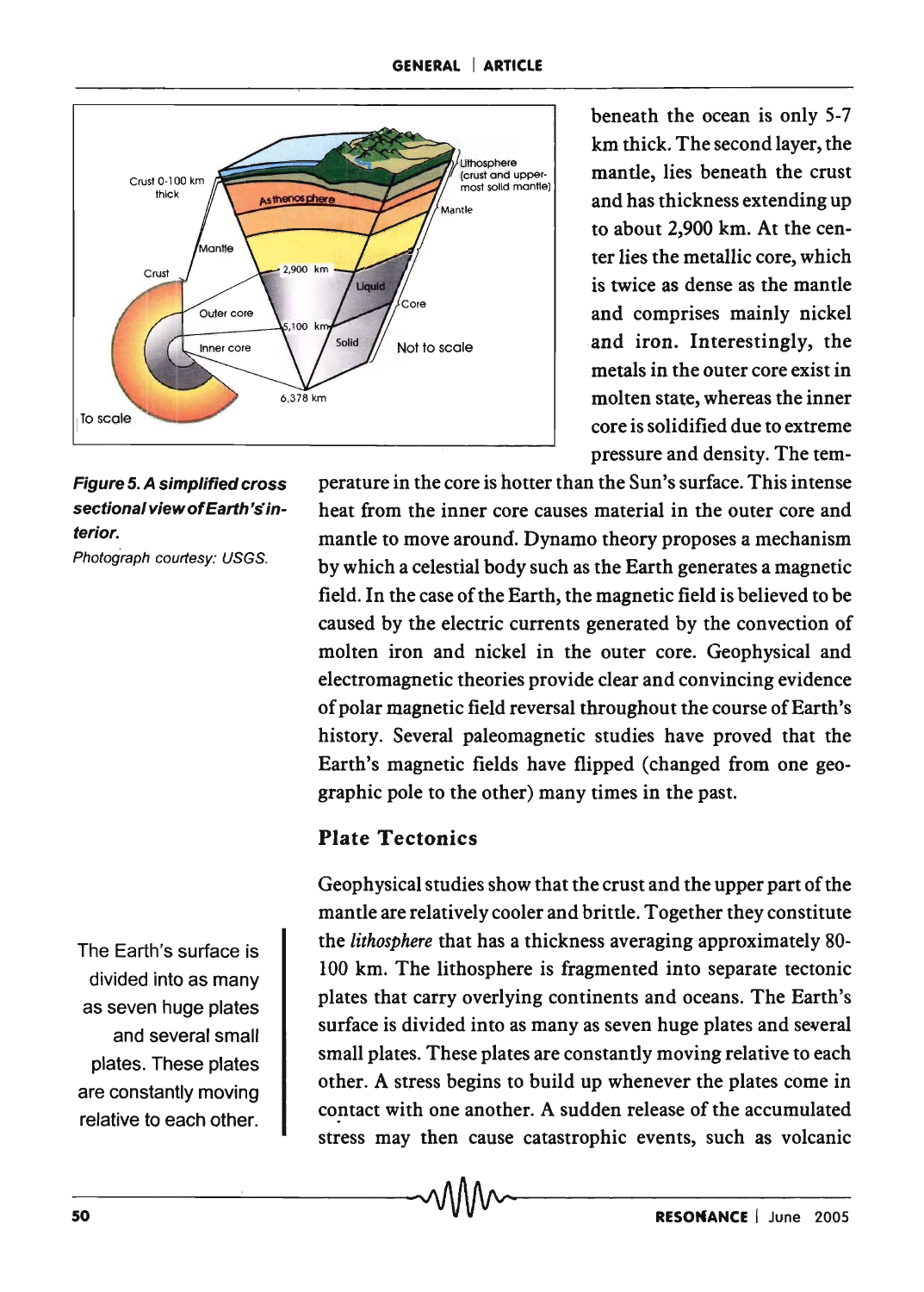beneath the ocean is only 5-7 km thick. The second layer, the mantle, lies beneath the crust and has thickness extending up to about 2,900 km. At the center lies the metallic core, which is twice as dense as the mantle and comprises mainly nickel and iron. Interestingly, the metals in the outer core exist in molten state, whereas the inner core is solidified due to extreme pressure and density. The temperature in the core is hotter than the Sun's surface. This intense heat from the inner core causes material in the outer core and mantle to move around. Dynamo theory proposes a mechanism by which a celestial body such as the Earth generates a magnetic field. In the case of the Earth, the magnetic field is believed to be caused by the electric currents generated by the convection of molten iron and nickel in the outer core. Geophysical and electromagnetic theories provide clear and convincing evidence of polar magnetic field reversal throughout the course of Earth's history. Several paleomagnetic studies have proved that the Earth's magnetic fields have flipped (changed from one geographic pole to the other) many times in the past.

***Figure 5. A simplified cross sectional view of Earth's interior.***

*Photograph courtesy: USGS.*

## Plate Tectonics

Geophysical studies show that the crust and the upper part of the mantle are relatively cooler and brittle. Together they constitute the *lithosphere* that has a thickness averaging approximately 80-100 km. The lithosphere is fragmented into separate tectonic plates that carry overlying continents and oceans. The Earth's surface is divided into as many as seven huge plates and several small plates. These plates are constantly moving relative to each other. A stress begins to build up whenever the plates come in contact with one another. A sudden release of the accumulated stress may then cause catastrophic events, such as volcanic

> The Earth's surface is divided into as many as seven huge plates and several small plates. These plates are constantly moving relative to each other.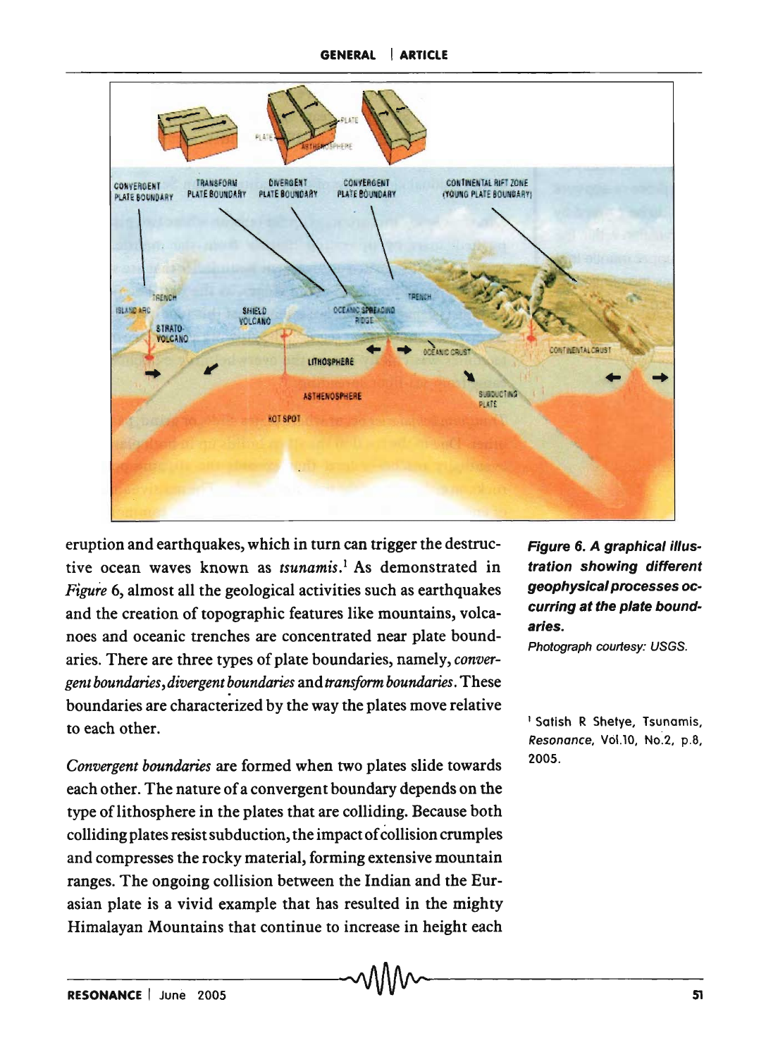eruption and earthquakes, which in turn can trigger the destructive ocean waves known as *tsunamis*.[1] As demonstrated in *Figure* 6, almost all the geological activities such as earthquakes and the creation of topographic features like mountains, volcanoes and oceanic trenches are concentrated near plate boundaries. There are three types of plate boundaries, namely, *convergent boundaries*, *divergent boundaries* and *transform boundaries*. These boundaries are characterized by the way the plates move relative to each other.

***Figure 6. A graphical illustration showing different geophysical processes occurring at the plate boundaries.***

*Photograph courtesy: USGS.*

[1] Satish R Shetye, Tsunamis, *Resonance*, Vol.10, No.2, p.8, 2005.

*Convergent boundaries* are formed when two plates slide towards each other. The nature of a convergent boundary depends on the type of lithosphere in the plates that are colliding. Because both colliding plates resist subduction, the impact of collision crumples and compresses the rocky material, forming extensive mountain ranges. The ongoing collision between the Indian and the Eurasian plate is a vivid example that has resulted in the mighty Himalayan Mountains that continue to increase in height each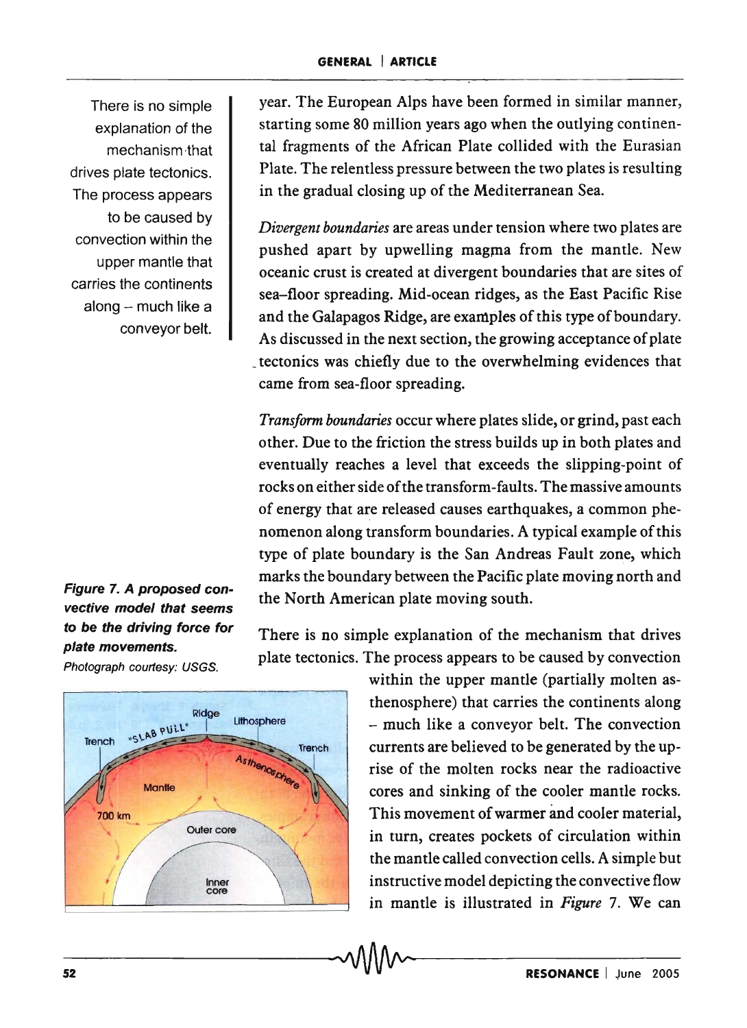There is no simple explanation of the mechanism that drives plate tectonics. The process appears to be caused by convection within the upper mantle that carries the continents along – much like a conveyor belt.

year. The European Alps have been formed in similar manner, starting some 80 million years ago when the outlying continental fragments of the African Plate collided with the Eurasian Plate. The relentless pressure between the two plates is resulting in the gradual closing up of the Mediterranean Sea.

*Divergent boundaries* are areas under tension where two plates are pushed apart by upwelling magma from the mantle. New oceanic crust is created at divergent boundaries that are sites of sea–floor spreading. Mid-ocean ridges, as the East Pacific Rise and the Galapagos Ridge, are examples of this type of boundary. As discussed in the next section, the growing acceptance of plate tectonics was chiefly due to the overwhelming evidences that came from sea-floor spreading.

*Transform boundaries* occur where plates slide, or grind, past each other. Due to the friction the stress builds up in both plates and eventually reaches a level that exceeds the slipping-point of rocks on either side of the transform-faults. The massive amounts of energy that are released causes earthquakes, a common phenomenon along transform boundaries. A typical example of this type of plate boundary is the San Andreas Fault zone, which marks the boundary between the Pacific plate moving north and the North American plate moving south.

**Figure 7. A proposed convective model that seems to be the driving force for plate movements.**
*Photograph courtesy: USGS.*

There is no simple explanation of the mechanism that drives plate tectonics. The process appears to be caused by convection within the upper mantle (partially molten asthenosphere) that carries the continents along – much like a conveyor belt. The convection currents are believed to be generated by the uprise of the molten rocks near the radioactive cores and sinking of the cooler mantle rocks. This movement of warmer and cooler material, in turn, creates pockets of circulation within the mantle called convection cells. A simple but instructive model depicting the convective flow in mantle is illustrated in *Figure* 7. We can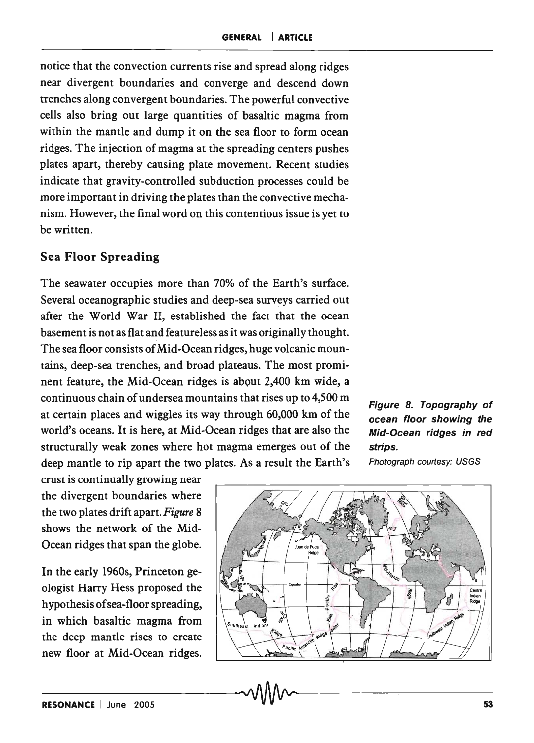notice that the convection currents rise and spread along ridges near divergent boundaries and converge and descend down trenches along convergent boundaries. The powerful convective cells also bring out large quantities of basaltic magma from within the mantle and dump it on the sea floor to form ocean ridges. The injection of magma at the spreading centers pushes plates apart, thereby causing plate movement. Recent studies indicate that gravity-controlled subduction processes could be more important in driving the plates than the convective mechanism. However, the final word on this contentious issue is yet to be written.

## Sea Floor Spreading

The seawater occupies more than 70% of the Earth's surface. Several oceanographic studies and deep-sea surveys carried out after the World War II, established the fact that the ocean basement is not as flat and featureless as it was originally thought. The sea floor consists of Mid-Ocean ridges, huge volcanic mountains, deep-sea trenches, and broad plateaus. The most prominent feature, the Mid-Ocean ridges is about 2,400 km wide, a continuous chain of undersea mountains that rises up to 4,500 m at certain places and wiggles its way through 60,000 km of the world's oceans. It is here, at Mid-Ocean ridges that are also the structurally weak zones where hot magma emerges out of the deep mantle to rip apart the two plates. As a result the Earth's crust is continually growing near the divergent boundaries where the two plates drift apart. *Figure* 8 shows the network of the Mid-Ocean ridges that span the globe.

***Figure 8. Topography of ocean floor showing the Mid-Ocean ridges in red strips.***

*Photograph courtesy: USGS.*

In the early 1960s, Princeton geologist Harry Hess proposed the hypothesis of sea-floor spreading, in which basaltic magma from the deep mantle rises to create new floor at Mid-Ocean ridges.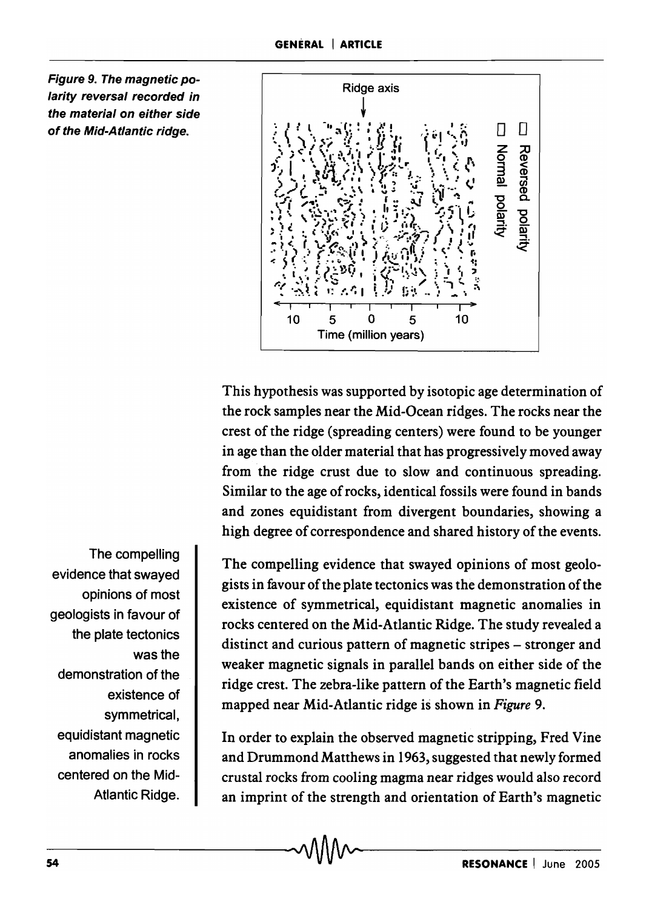**Figure 9. The magnetic polarity reversal recorded in the material on either side of the Mid-Atlantic ridge.**

This hypothesis was supported by isotopic age determination of the rock samples near the Mid-Ocean ridges. The rocks near the crest of the ridge (spreading centers) were found to be younger in age than the older material that has progressively moved away from the ridge crust due to slow and continuous spreading. Similar to the age of rocks, identical fossils were found in bands and zones equidistant from divergent boundaries, showing a high degree of correspondence and shared history of the events.

The compelling evidence that swayed opinions of most geologists in favour of the plate tectonics was the demonstration of the existence of symmetrical, equidistant magnetic anomalies in rocks centered on the Mid-Atlantic Ridge. The study revealed a distinct and curious pattern of magnetic stripes – stronger and weaker magnetic signals in parallel bands on either side of the ridge crest. The zebra-like pattern of the Earth's magnetic field mapped near Mid-Atlantic ridge is shown in *Figure* 9.

> The compelling evidence that swayed opinions of most geologists in favour of the plate tectonics was the demonstration of the existence of symmetrical, equidistant magnetic anomalies in rocks centered on the Mid-Atlantic Ridge.

In order to explain the observed magnetic stripping, Fred Vine and Drummond Matthews in 1963, suggested that newly formed crustal rocks from cooling magma near ridges would also record an imprint of the strength and orientation of Earth's magnetic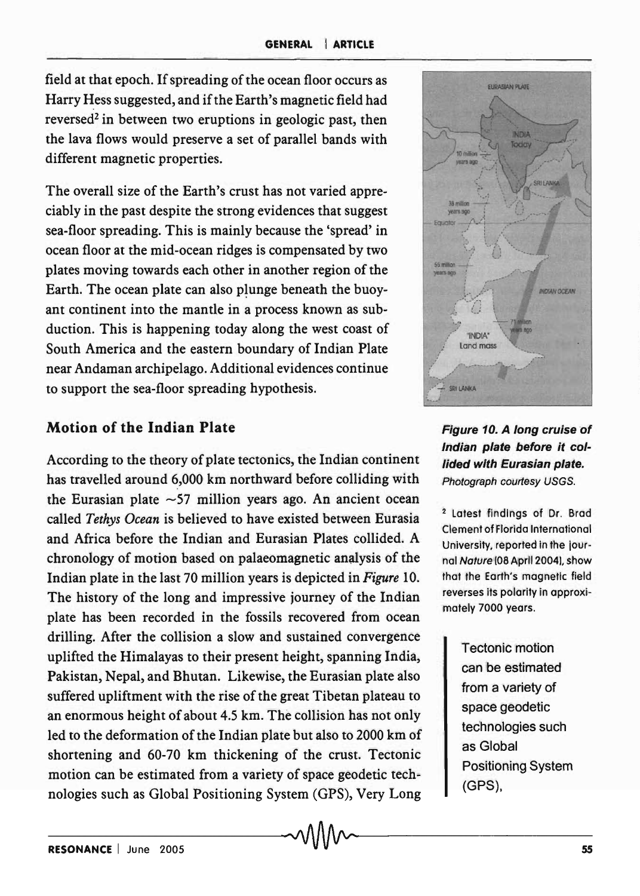field at that epoch. If spreading of the ocean floor occurs as Harry Hess suggested, and if the Earth's magnetic field had reversed[2] in between two eruptions in geologic past, then the lava flows would preserve a set of parallel bands with different magnetic properties.

The overall size of the Earth's crust has not varied appreciably in the past despite the strong evidences that suggest sea-floor spreading. This is mainly because the 'spread' in ocean floor at the mid-ocean ridges is compensated by two plates moving towards each other in another region of the Earth. The ocean plate can also plunge beneath the buoyant continent into the mantle in a process known as subduction. This is happening today along the west coast of South America and the eastern boundary of Indian Plate near Andaman archipelago. Additional evidences continue to support the sea-floor spreading hypothesis.

## Motion of the Indian Plate

According to the theory of plate tectonics, the Indian continent has travelled around 6,000 km northward before colliding with the Eurasian plate ~57 million years ago. An ancient ocean called *Tethys Ocean* is believed to have existed between Eurasia and Africa before the Indian and Eurasian Plates collided. A chronology of motion based on palaeomagnetic analysis of the Indian plate in the last 70 million years is depicted in *Figure* 10. The history of the long and impressive journey of the Indian plate has been recorded in the fossils recovered from ocean drilling. After the collision a slow and sustained convergence uplifted the Himalayas to their present height, spanning India, Pakistan, Nepal, and Bhutan. Likewise, the Eurasian plate also suffered upliftment with the rise of the great Tibetan plateau to an enormous height of about 4.5 km. The collision has not only led to the deformation of the Indian plate but also to 2000 km of shortening and 60-70 km thickening of the crust. Tectonic motion can be estimated from a variety of space geodetic technologies such as Global Positioning System (GPS), Very Long

**Figure 10. A long cruise of Indian plate before it collided with Eurasian plate.**
Photograph courtesy USGS.

[2] Latest findings of Dr. Brad Clement of Florida International University, reported in the journal *Nature* (08 April 2004), show that the Earth's magnetic field reverses its polarity in approximately 7000 years.

> Tectonic motion can be estimated from a variety of space geodetic technologies such as Global Positioning System (GPS),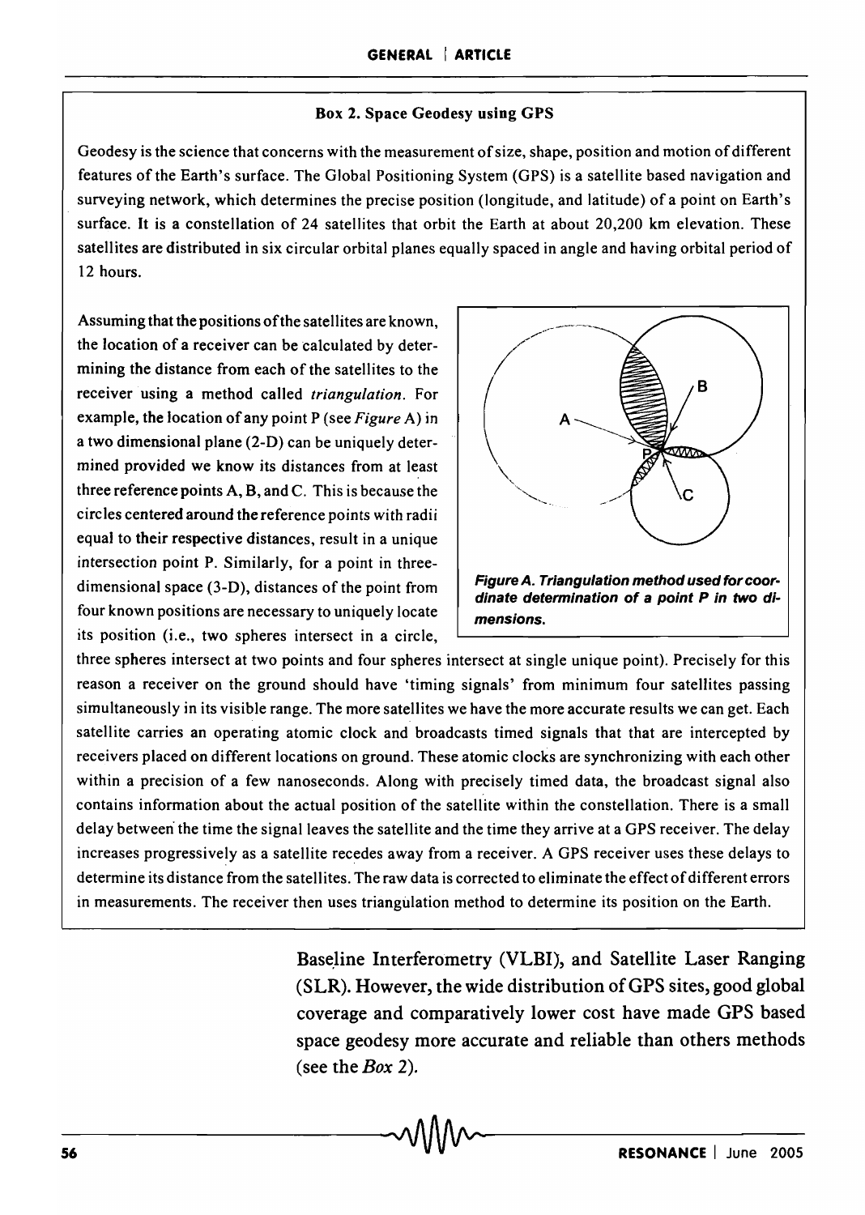### Box 2. Space Geodesy using GPS

Geodesy is the science that concerns with the measurement of size, shape, position and motion of different features of the Earth's surface. The Global Positioning System (GPS) is a satellite based navigation and surveying network, which determines the precise position (longitude, and latitude) of a point on Earth's surface. It is a constellation of 24 satellites that orbit the Earth at about 20,200 km elevation. These satellites are distributed in six circular orbital planes equally spaced in angle and having orbital period of 12 hours.

Assuming that the positions of the satellites are known, the location of a receiver can be calculated by determining the distance from each of the satellites to the receiver using a method called *triangulation*. For example, the location of any point P (see *Figure* A) in a two dimensional plane (2-D) can be uniquely determined provided we know its distances from at least three reference points A, B, and C. This is because the circles centered around the reference points with radii equal to their respective distances, result in a unique intersection point P. Similarly, for a point in three-dimensional space (3-D), distances of the point from four known positions are necessary to uniquely locate its position (i.e., two spheres intersect in a circle, three spheres intersect at two points and four spheres intersect at single unique point). Precisely for this reason a receiver on the ground should have 'timing signals' from minimum four satellites passing simultaneously in its visible range. The more satellites we have the more accurate results we can get. Each satellite carries an operating atomic clock and broadcasts timed signals that that are intercepted by receivers placed on different locations on ground. These atomic clocks are synchronizing with each other within a precision of a few nanoseconds. Along with precisely timed data, the broadcast signal also contains information about the actual position of the satellite within the constellation. There is a small delay between the time the signal leaves the satellite and the time they arrive at a GPS receiver. The delay increases progressively as a satellite recedes away from a receiver. A GPS receiver uses these delays to determine its distance from the satellites. The raw data is corrected to eliminate the effect of different errors in measurements. The receiver then uses triangulation method to determine its position on the Earth.

***Figure A. Triangulation method used for coordinate determination of a point P in two dimensions.***

Baseline Interferometry (VLBI), and Satellite Laser Ranging (SLR). However, the wide distribution of GPS sites, good global coverage and comparatively lower cost have made GPS based space geodesy more accurate and reliable than others methods (see the *Box* 2).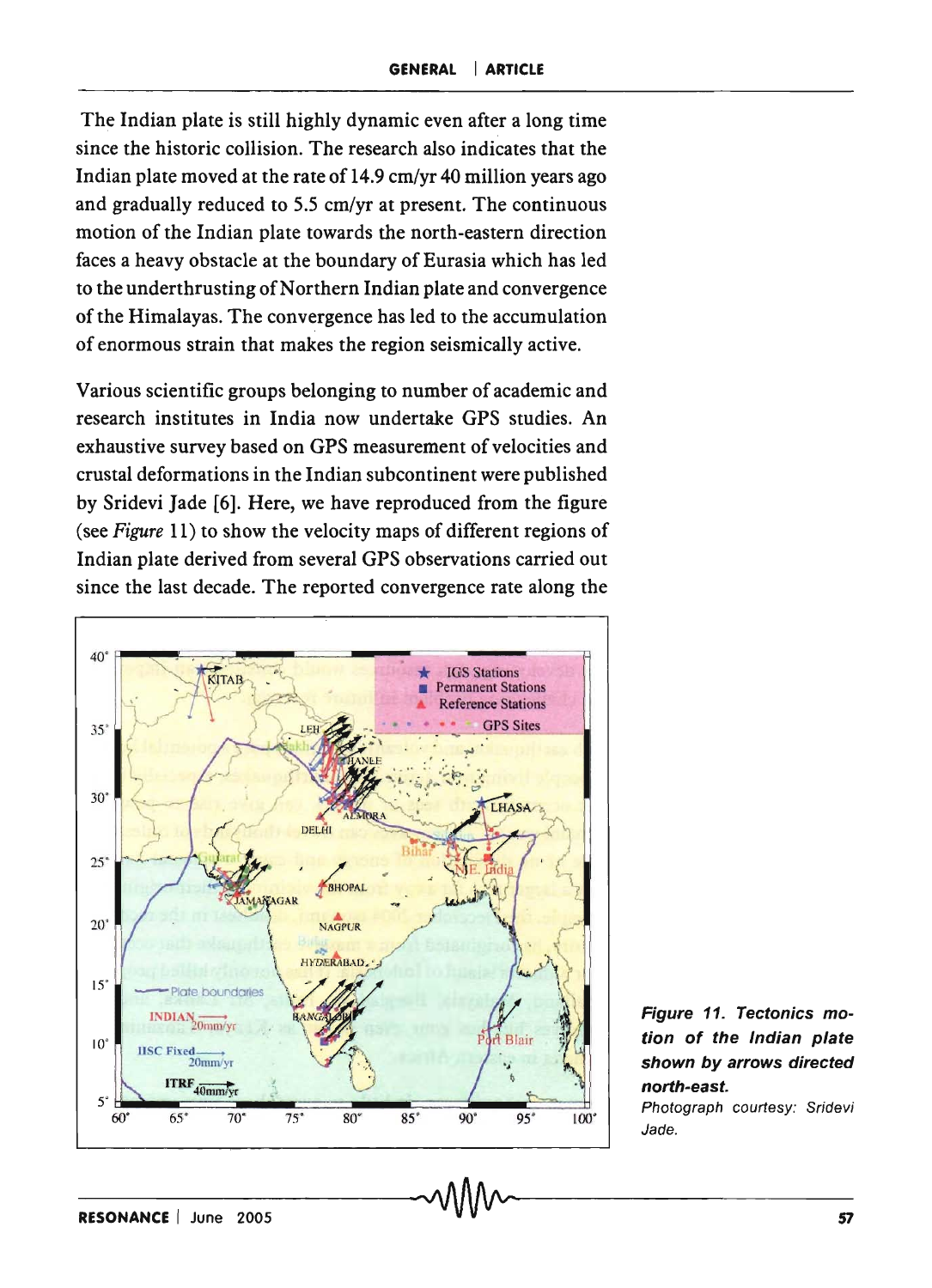The Indian plate is still highly dynamic even after a long time since the historic collision. The research also indicates that the Indian plate moved at the rate of 14.9 cm/yr 40 million years ago and gradually reduced to 5.5 cm/yr at present. The continuous motion of the Indian plate towards the north-eastern direction faces a heavy obstacle at the boundary of Eurasia which has led to the underthrusting of Northern Indian plate and convergence of the Himalayas. The convergence has led to the accumulation of enormous strain that makes the region seismically active.

Various scientific groups belonging to number of academic and research institutes in India now undertake GPS studies. An exhaustive survey based on GPS measurement of velocities and crustal deformations in the Indian subcontinent were published by Sridevi Jade [6]. Here, we have reproduced from the figure (see *Figure* 11) to show the velocity maps of different regions of Indian plate derived from several GPS observations carried out since the last decade. The reported convergence rate along the

***Figure 11. Tectonics motion of the Indian plate shown by arrows directed north-east.***
*Photograph courtesy: Sridevi Jade.*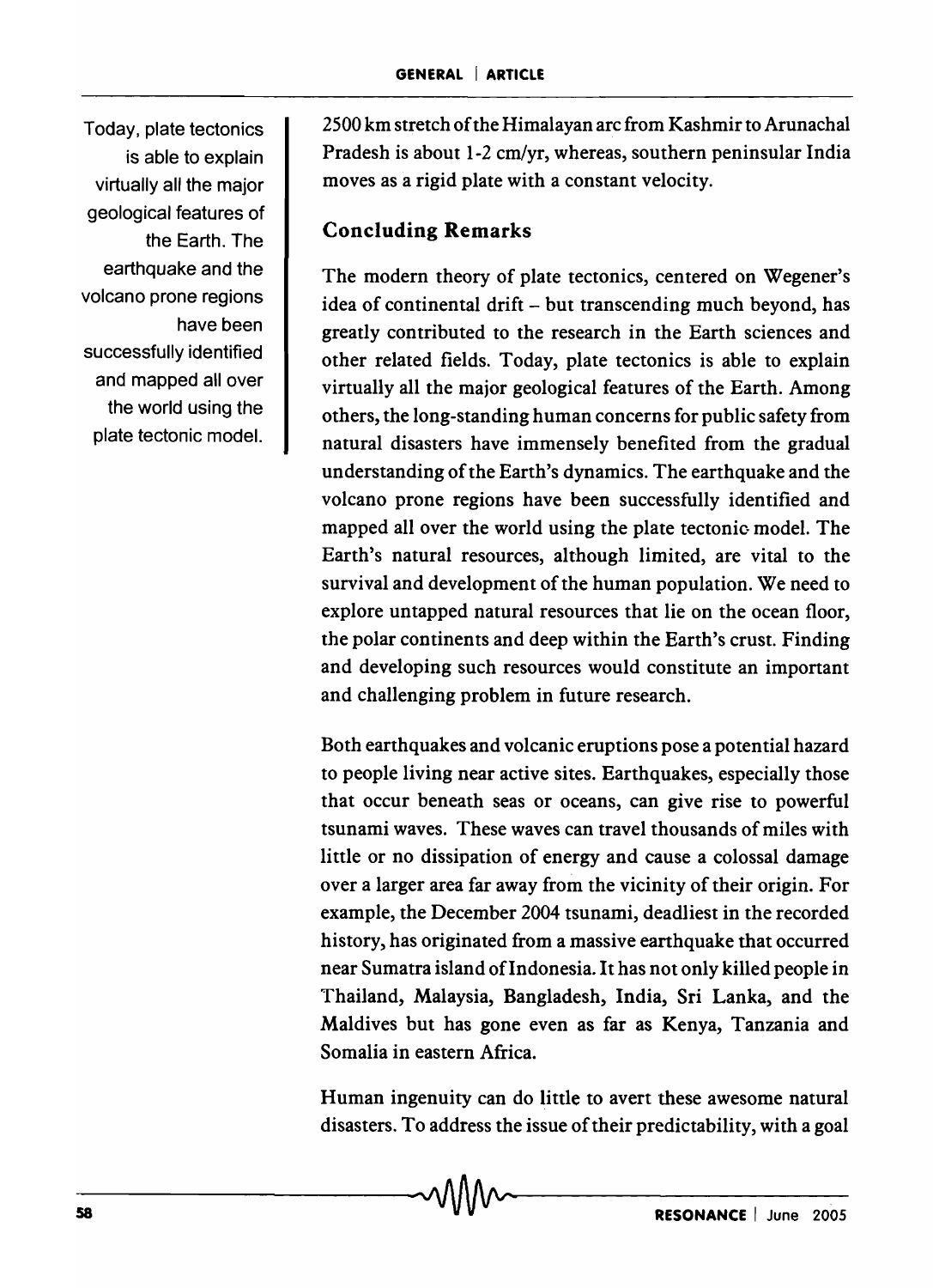2500 km stretch of the Himalayan arc from Kashmir to Arunachal Pradesh is about 1-2 cm/yr, whereas, southern peninsular India moves as a rigid plate with a constant velocity.

Today, plate tectonics is able to explain virtually all the major geological features of the Earth. The earthquake and the volcano prone regions have been successfully identified and mapped all over the world using the plate tectonic model.

## Concluding Remarks

The modern theory of plate tectonics, centered on Wegener's idea of continental drift – but transcending much beyond, has greatly contributed to the research in the Earth sciences and other related fields. Today, plate tectonics is able to explain virtually all the major geological features of the Earth. Among others, the long-standing human concerns for public safety from natural disasters have immensely benefited from the gradual understanding of the Earth's dynamics. The earthquake and the volcano prone regions have been successfully identified and mapped all over the world using the plate tectonic model. The Earth's natural resources, although limited, are vital to the survival and development of the human population. We need to explore untapped natural resources that lie on the ocean floor, the polar continents and deep within the Earth's crust. Finding and developing such resources would constitute an important and challenging problem in future research.

Both earthquakes and volcanic eruptions pose a potential hazard to people living near active sites. Earthquakes, especially those that occur beneath seas or oceans, can give rise to powerful tsunami waves. These waves can travel thousands of miles with little or no dissipation of energy and cause a colossal damage over a larger area far away from the vicinity of their origin. For example, the December 2004 tsunami, deadliest in the recorded history, has originated from a massive earthquake that occurred near Sumatra island of Indonesia. It has not only killed people in Thailand, Malaysia, Bangladesh, India, Sri Lanka, and the Maldives but has gone even as far as Kenya, Tanzania and Somalia in eastern Africa.

Human ingenuity can do little to avert these awesome natural disasters. To address the issue of their predictability, with a goal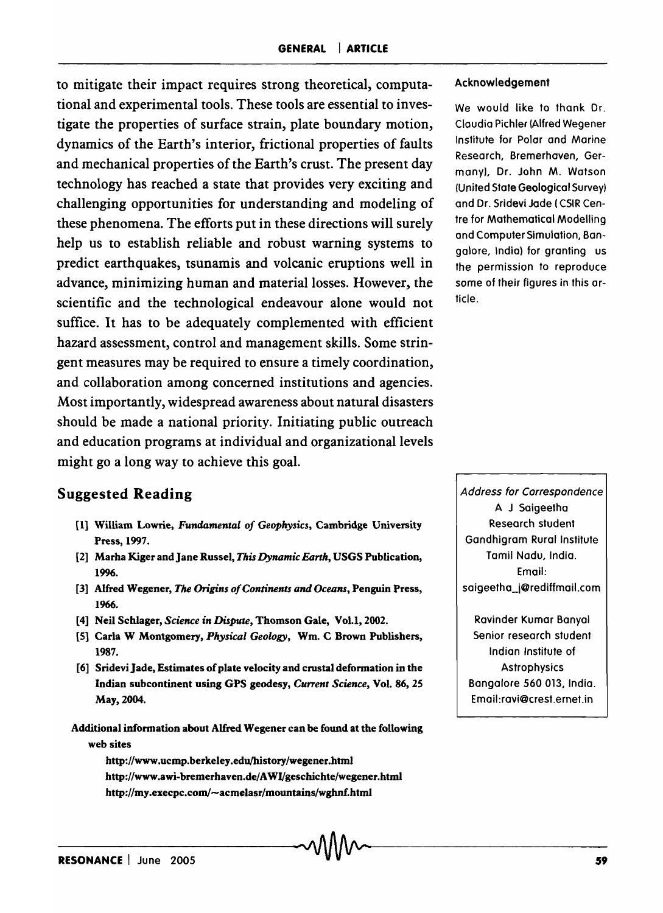to mitigate their impact requires strong theoretical, computational and experimental tools. These tools are essential to investigate the properties of surface strain, plate boundary motion, dynamics of the Earth's interior, frictional properties of faults and mechanical properties of the Earth's crust. The present day technology has reached a state that provides very exciting and challenging opportunities for understanding and modeling of these phenomena. The efforts put in these directions will surely help us to establish reliable and robust warning systems to predict earthquakes, tsunamis and volcanic eruptions well in advance, minimizing human and material losses. However, the scientific and the technological endeavour alone would not suffice. It has to be adequately complemented with efficient hazard assessment, control and management skills. Some stringent measures may be required to ensure a timely coordination, and collaboration among concerned institutions and agencies. Most importantly, widespread awareness about natural disasters should be made a national priority. Initiating public outreach and education programs at individual and organizational levels might go a long way to achieve this goal.

#### Acknowledgement

We would like to thank Dr. Claudia Pichler (Alfred Wegener Institute for Polar and Marine Research, Bremerhaven, Germany), Dr. John M. Watson (United State Geological Survey) and Dr. Sridevi Jade ( CSIR Centre for Mathematical Modelling and Computer Simulation, Bangalore, India) for granting us the permission to reproduce some of their figures in this article.

## Suggested Reading

[1] William Lowrie, *Fundamental of Geophysics*, Cambridge University Press, 1997.

[2] Marha Kiger and Jane Russel, *This Dynamic Earth*, USGS Publication, 1996.

[3] Alfred Wegener, *The Origins of Continents and Oceans*, Penguin Press, 1966.

[4] Neil Schlager, *Science in Dispute*, Thomson Gale, Vol.1, 2002.

[5] Carla W Montgomery, *Physical Geology*, Wm. C Brown Publishers, 1987.

[6] Sridevi Jade, Estimates of plate velocity and crustal deformation in the Indian subcontinent using GPS geodesy, *Current Science*, Vol. 86, 25 May, 2004.

**Additional information about Alfred Wegener can be found at the following web sites**

http://www.ucmp.berkeley.edu/history/wegener.html
http://www.awi-bremerhaven.de/AWI/geschichte/wegener.html
http://my.execpc.com/~acmelasr/mountains/wghnf.html

*Address for Correspondence*

A J Saigeetha
Research student
Gandhigram Rural Institute
Tamil Nadu, India.
Email:
saigeetha_j@rediffmail.com

Ravinder Kumar Banyal
Senior research student
Indian Institute of Astrophysics
Bangalore 560 013, India.
Email:ravi@crest.ernet.in